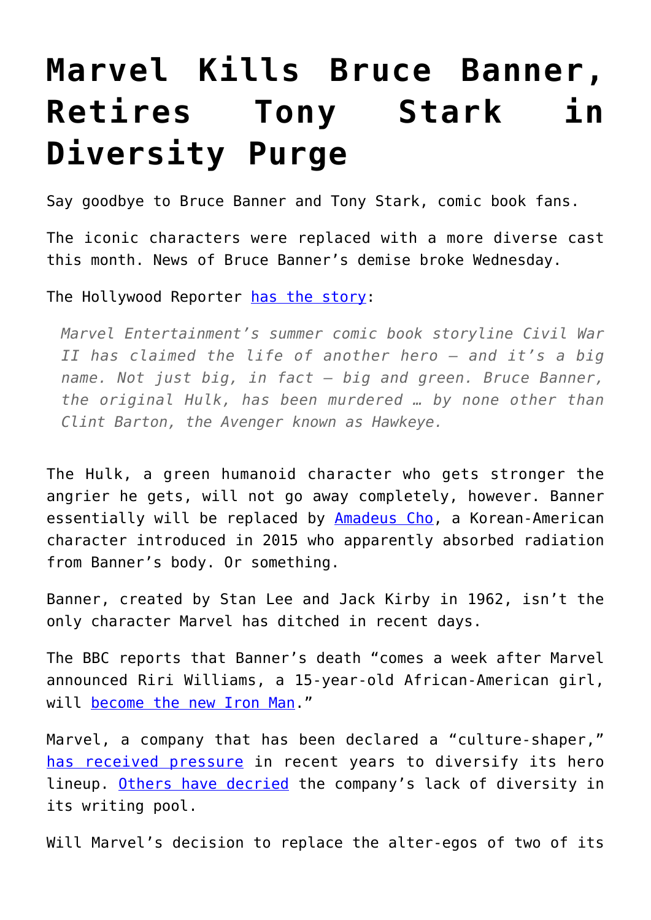# Marvel Kills Bruce Banner, Retires Tony Stark in Diversity Purge

Say goodbye to Bruce Banner and Tony Stark, comic book fans.

The iconic characters were replaced with a more diverse cast this month. News of Bruce Banner's demise broke Wednesday.

The Hollywood Reporter has the story:

> *Marvel Entertainment's summer comic book storyline Civil War II has claimed the life of another hero — and it's a big name. Not just big, in fact — big and green. Bruce Banner, the original Hulk, has been murdered … by none other than Clint Barton, the Avenger known as Hawkeye.*

The Hulk, a green humanoid character who gets stronger the angrier he gets, will not go away completely, however. Banner essentially will be replaced by Amadeus Cho, a Korean-American character introduced in 2015 who apparently absorbed radiation from Banner's body. Or something.

Banner, created by Stan Lee and Jack Kirby in 1962, isn't the only character Marvel has ditched in recent days.

The BBC reports that Banner's death "comes a week after Marvel announced Riri Williams, a 15-year-old African-American girl, will become the new Iron Man."

Marvel, a company that has been declared a "culture-shaper," has received pressure in recent years to diversify its hero lineup. Others have decried the company's lack of diversity in its writing pool.

Will Marvel's decision to replace the alter-egos of two of its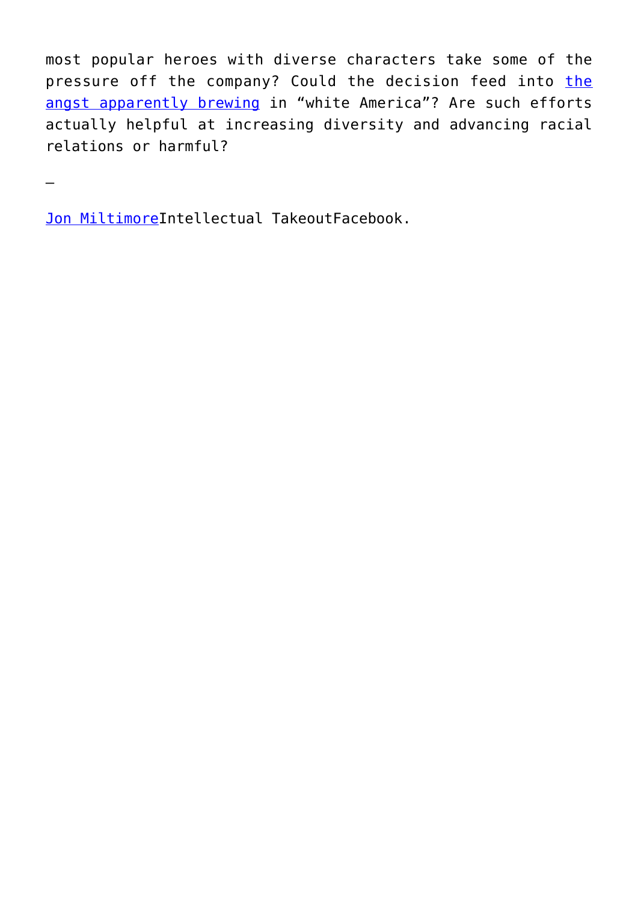most popular heroes with diverse characters take some of the pressure off the company? Could the decision feed into the angst apparently brewing in “white America”? Are such efforts actually helpful at increasing diversity and advancing racial relations or harmful?

—

Jon MiltimoreIntellectual TakeoutFacebook.